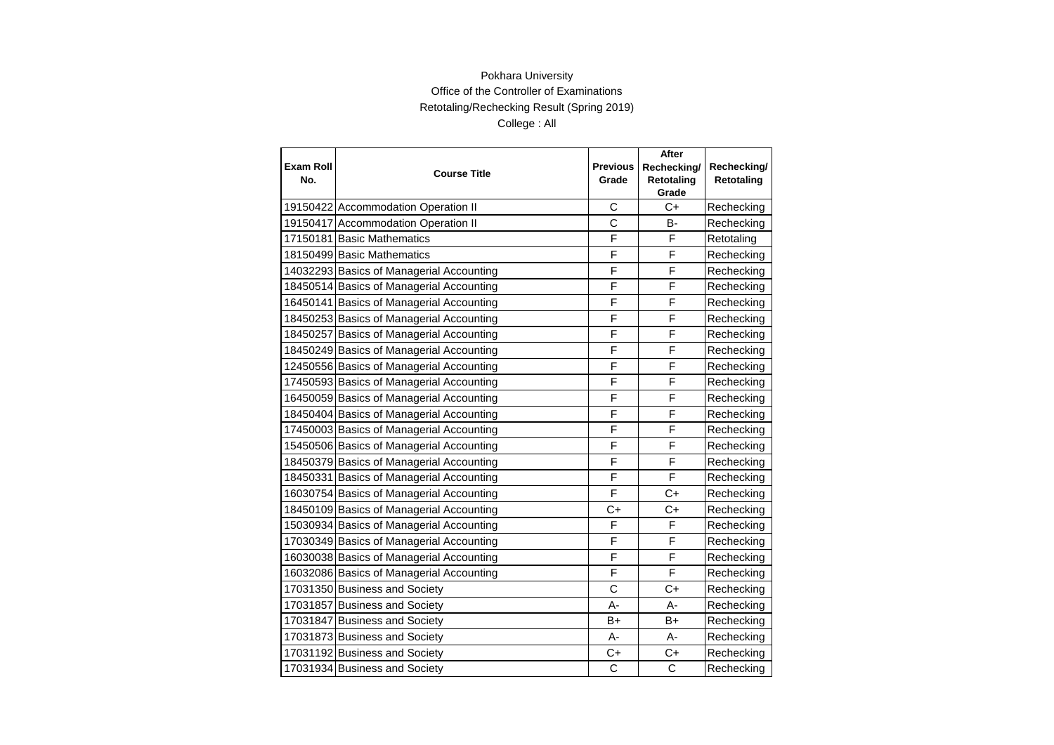Pokhara University

Office of the Controller of Examinations

Retotaling/Rechecking Result (Spring 2019)

College : All

| Exam Roll No. | Course Title | Previous Grade | After Rechecking/ Retotaling Grade | Rechecking/ Retotaling |
|---|---|---|---|---|
| 19150422 | Accommodation Operation II | C | C+ | Rechecking |
| 19150417 | Accommodation Operation II | C | B- | Rechecking |
| 17150181 | Basic Mathematics | F | F | Retotaling |
| 18150499 | Basic Mathematics | F | F | Rechecking |
| 14032293 | Basics of Managerial Accounting | F | F | Rechecking |
| 18450514 | Basics of Managerial Accounting | F | F | Rechecking |
| 16450141 | Basics of Managerial Accounting | F | F | Rechecking |
| 18450253 | Basics of Managerial Accounting | F | F | Rechecking |
| 18450257 | Basics of Managerial Accounting | F | F | Rechecking |
| 18450249 | Basics of Managerial Accounting | F | F | Rechecking |
| 12450556 | Basics of Managerial Accounting | F | F | Rechecking |
| 17450593 | Basics of Managerial Accounting | F | F | Rechecking |
| 16450059 | Basics of Managerial Accounting | F | F | Rechecking |
| 18450404 | Basics of Managerial Accounting | F | F | Rechecking |
| 17450003 | Basics of Managerial Accounting | F | F | Rechecking |
| 15450506 | Basics of Managerial Accounting | F | F | Rechecking |
| 18450379 | Basics of Managerial Accounting | F | F | Rechecking |
| 18450331 | Basics of Managerial Accounting | F | F | Rechecking |
| 16030754 | Basics of Managerial Accounting | F | C+ | Rechecking |
| 18450109 | Basics of Managerial Accounting | C+ | C+ | Rechecking |
| 15030934 | Basics of Managerial Accounting | F | F | Rechecking |
| 17030349 | Basics of Managerial Accounting | F | F | Rechecking |
| 16030038 | Basics of Managerial Accounting | F | F | Rechecking |
| 16032086 | Basics of Managerial Accounting | F | F | Rechecking |
| 17031350 | Business and Society | C | C+ | Rechecking |
| 17031857 | Business and Society | A- | A- | Rechecking |
| 17031847 | Business and Society | B+ | B+ | Rechecking |
| 17031873 | Business and Society | A- | A- | Rechecking |
| 17031192 | Business and Society | C+ | C+ | Rechecking |
| 17031934 | Business and Society | C | C | Rechecking |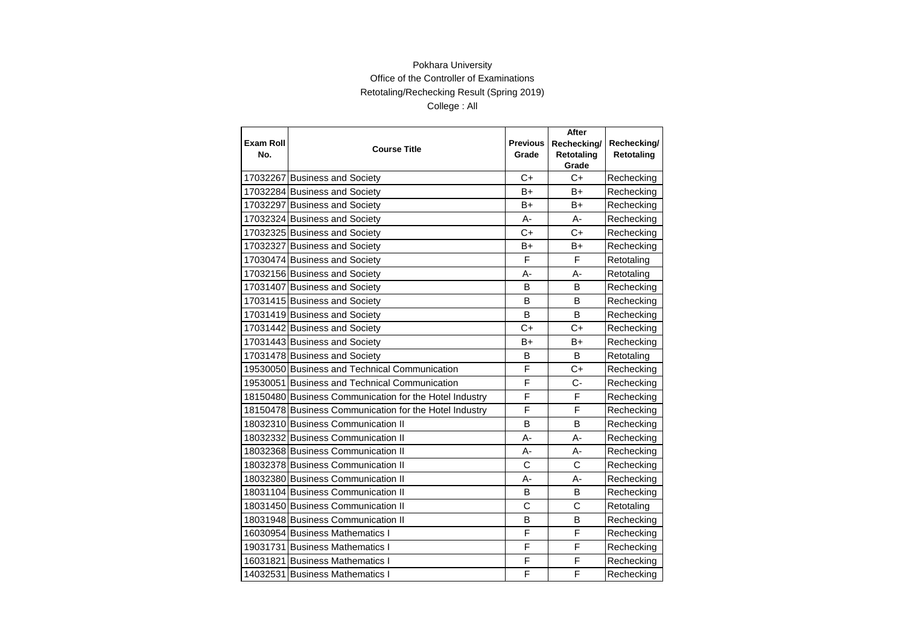Pokhara University

Office of the Controller of Examinations

Retotaling/Rechecking Result (Spring 2019)

College : All

| Exam Roll No. | Course Title | Previous Grade | After Rechecking/ Retotaling Grade | Rechecking/ Retotaling |
|---|---|---|---|---|
| 17032267 | Business and Society | C+ | C+ | Rechecking |
| 17032284 | Business and Society | B+ | B+ | Rechecking |
| 17032297 | Business and Society | B+ | B+ | Rechecking |
| 17032324 | Business and Society | A- | A- | Rechecking |
| 17032325 | Business and Society | C+ | C+ | Rechecking |
| 17032327 | Business and Society | B+ | B+ | Rechecking |
| 17030474 | Business and Society | F | F | Retotaling |
| 17032156 | Business and Society | A- | A- | Retotaling |
| 17031407 | Business and Society | B | B | Rechecking |
| 17031415 | Business and Society | B | B | Rechecking |
| 17031419 | Business and Society | B | B | Rechecking |
| 17031442 | Business and Society | C+ | C+ | Rechecking |
| 17031443 | Business and Society | B+ | B+ | Rechecking |
| 17031478 | Business and Society | B | B | Retotaling |
| 19530050 | Business and Technical Communication | F | C+ | Rechecking |
| 19530051 | Business and Technical Communication | F | C- | Rechecking |
| 18150480 | Business Communication for the Hotel Industry | F | F | Rechecking |
| 18150478 | Business Communication for the Hotel Industry | F | F | Rechecking |
| 18032310 | Business Communication II | B | B | Rechecking |
| 18032332 | Business Communication II | A- | A- | Rechecking |
| 18032368 | Business Communication II | A- | A- | Rechecking |
| 18032378 | Business Communication II | C | C | Rechecking |
| 18032380 | Business Communication II | A- | A- | Rechecking |
| 18031104 | Business Communication II | B | B | Rechecking |
| 18031450 | Business Communication II | C | C | Retotaling |
| 18031948 | Business Communication II | B | B | Rechecking |
| 16030954 | Business Mathematics I | F | F | Rechecking |
| 19031731 | Business Mathematics I | F | F | Rechecking |
| 16031821 | Business Mathematics I | F | F | Rechecking |
| 14032531 | Business Mathematics I | F | F | Rechecking |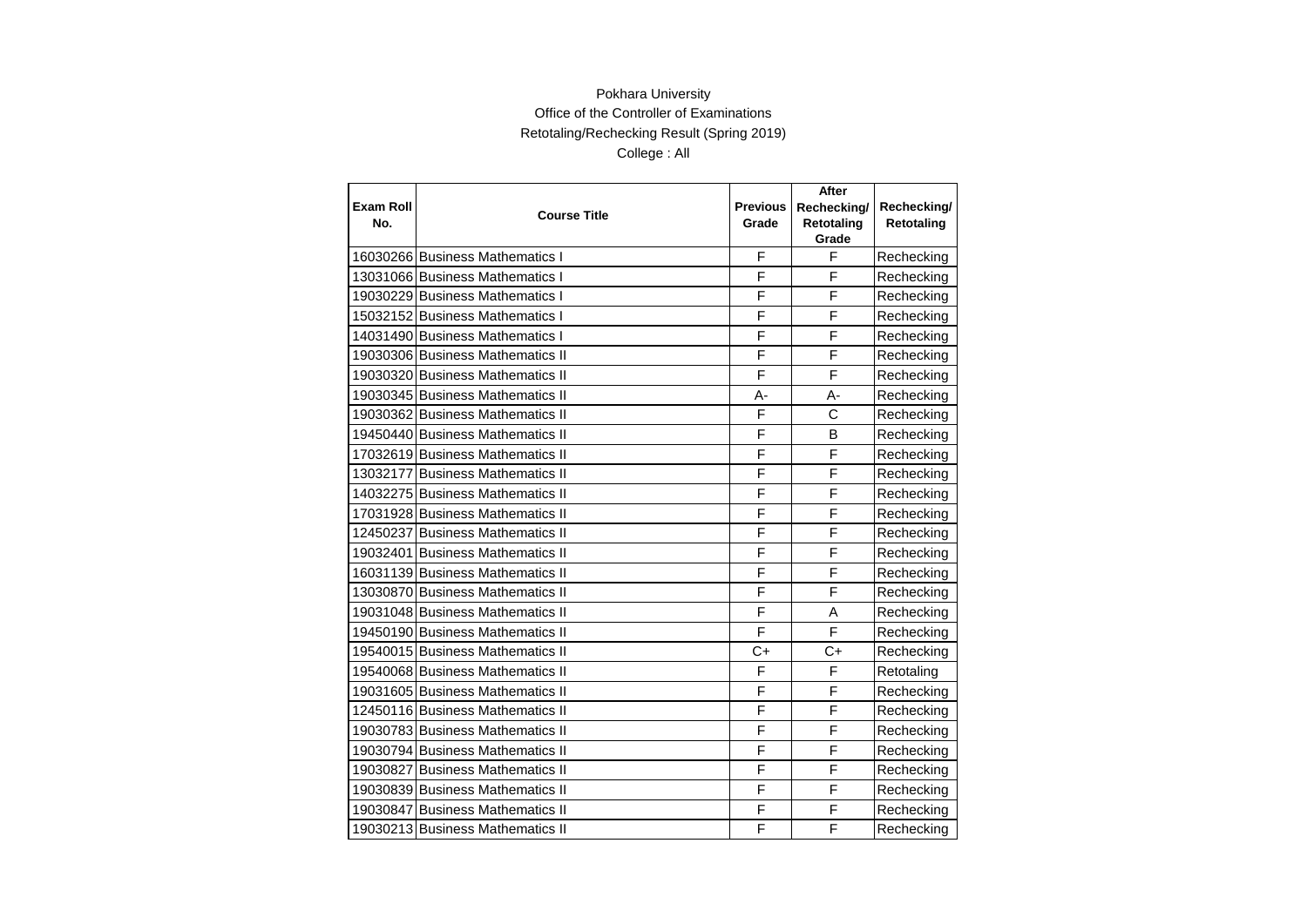Pokhara University

Office of the Controller of Examinations

Retotaling/Rechecking Result (Spring 2019)

College : All

| Exam Roll No. | Course Title | Previous Grade | After Rechecking/ Retotaling Grade | Rechecking/ Retotaling |
|---|---|---|---|---|
| 16030266 | Business Mathematics I | F | F | Rechecking |
| 13031066 | Business Mathematics I | F | F | Rechecking |
| 19030229 | Business Mathematics I | F | F | Rechecking |
| 15032152 | Business Mathematics I | F | F | Rechecking |
| 14031490 | Business Mathematics I | F | F | Rechecking |
| 19030306 | Business Mathematics II | F | F | Rechecking |
| 19030320 | Business Mathematics II | F | F | Rechecking |
| 19030345 | Business Mathematics II | A- | A- | Rechecking |
| 19030362 | Business Mathematics II | F | C | Rechecking |
| 19450440 | Business Mathematics II | F | B | Rechecking |
| 17032619 | Business Mathematics II | F | F | Rechecking |
| 13032177 | Business Mathematics II | F | F | Rechecking |
| 14032275 | Business Mathematics II | F | F | Rechecking |
| 17031928 | Business Mathematics II | F | F | Rechecking |
| 12450237 | Business Mathematics II | F | F | Rechecking |
| 19032401 | Business Mathematics II | F | F | Rechecking |
| 16031139 | Business Mathematics II | F | F | Rechecking |
| 13030870 | Business Mathematics II | F | F | Rechecking |
| 19031048 | Business Mathematics II | F | A | Rechecking |
| 19450190 | Business Mathematics II | F | F | Rechecking |
| 19540015 | Business Mathematics II | C+ | C+ | Rechecking |
| 19540068 | Business Mathematics II | F | F | Retotaling |
| 19031605 | Business Mathematics II | F | F | Rechecking |
| 12450116 | Business Mathematics II | F | F | Rechecking |
| 19030783 | Business Mathematics II | F | F | Rechecking |
| 19030794 | Business Mathematics II | F | F | Rechecking |
| 19030827 | Business Mathematics II | F | F | Rechecking |
| 19030839 | Business Mathematics II | F | F | Rechecking |
| 19030847 | Business Mathematics II | F | F | Rechecking |
| 19030213 | Business Mathematics II | F | F | Rechecking |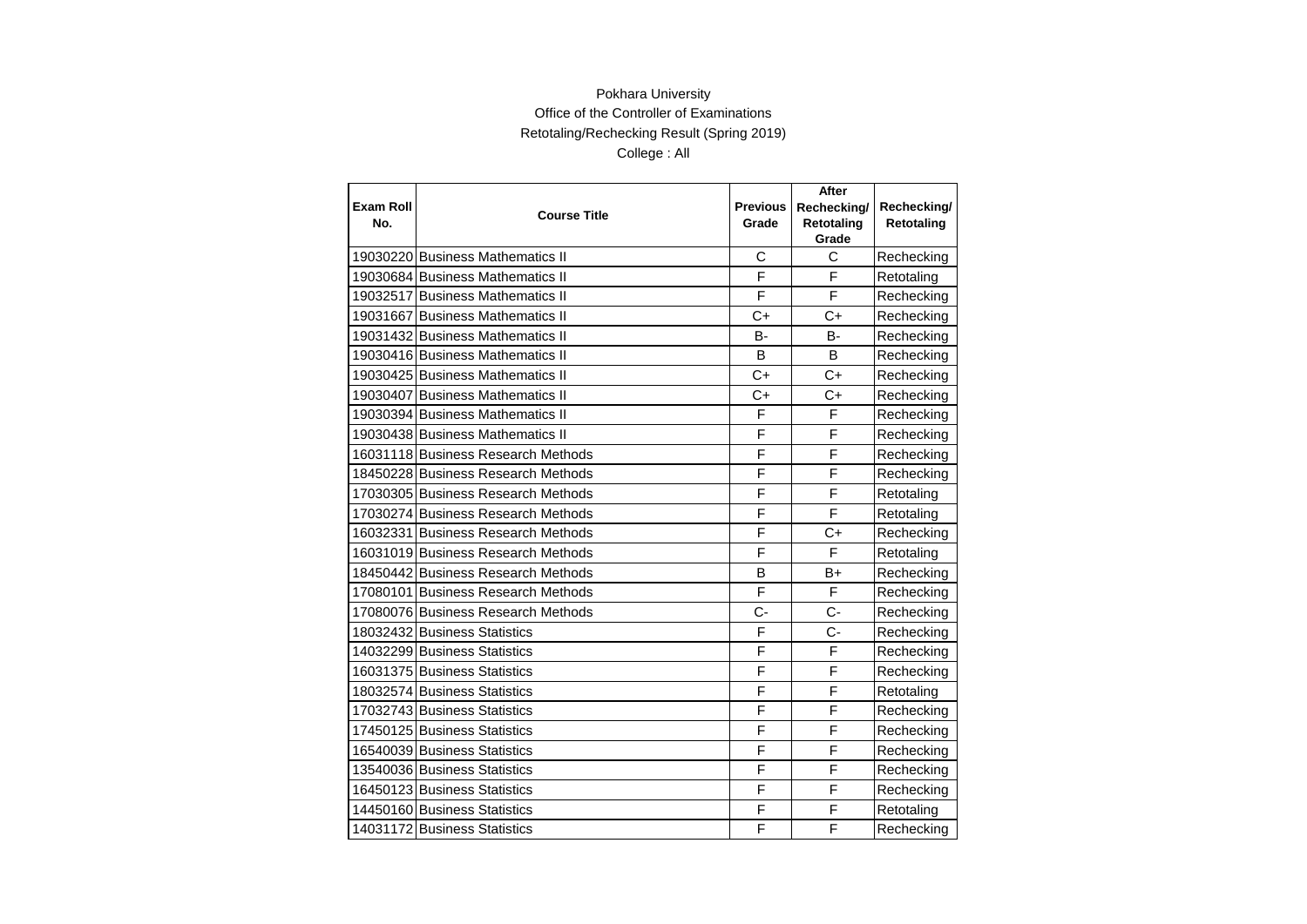Pokhara University

Office of the Controller of Examinations

Retotaling/Rechecking Result (Spring 2019)

College : All

| Exam Roll No. | Course Title | Previous Grade | After Rechecking/ Retotaling Grade | Rechecking/ Retotaling |
|---|---|---|---|---|
| 19030220 | Business Mathematics II | C | C | Rechecking |
| 19030684 | Business Mathematics II | F | F | Retotaling |
| 19032517 | Business Mathematics II | F | F | Rechecking |
| 19031667 | Business Mathematics II | C+ | C+ | Rechecking |
| 19031432 | Business Mathematics II | B- | B- | Rechecking |
| 19030416 | Business Mathematics II | B | B | Rechecking |
| 19030425 | Business Mathematics II | C+ | C+ | Rechecking |
| 19030407 | Business Mathematics II | C+ | C+ | Rechecking |
| 19030394 | Business Mathematics II | F | F | Rechecking |
| 19030438 | Business Mathematics II | F | F | Rechecking |
| 16031118 | Business Research Methods | F | F | Rechecking |
| 18450228 | Business Research Methods | F | F | Rechecking |
| 17030305 | Business Research Methods | F | F | Retotaling |
| 17030274 | Business Research Methods | F | F | Retotaling |
| 16032331 | Business Research Methods | F | C+ | Rechecking |
| 16031019 | Business Research Methods | F | F | Retotaling |
| 18450442 | Business Research Methods | B | B+ | Rechecking |
| 17080101 | Business Research Methods | F | F | Rechecking |
| 17080076 | Business Research Methods | C- | C- | Rechecking |
| 18032432 | Business Statistics | F | C- | Rechecking |
| 14032299 | Business Statistics | F | F | Rechecking |
| 16031375 | Business Statistics | F | F | Rechecking |
| 18032574 | Business Statistics | F | F | Retotaling |
| 17032743 | Business Statistics | F | F | Rechecking |
| 17450125 | Business Statistics | F | F | Rechecking |
| 16540039 | Business Statistics | F | F | Rechecking |
| 13540036 | Business Statistics | F | F | Rechecking |
| 16450123 | Business Statistics | F | F | Rechecking |
| 14450160 | Business Statistics | F | F | Retotaling |
| 14031172 | Business Statistics | F | F | Rechecking |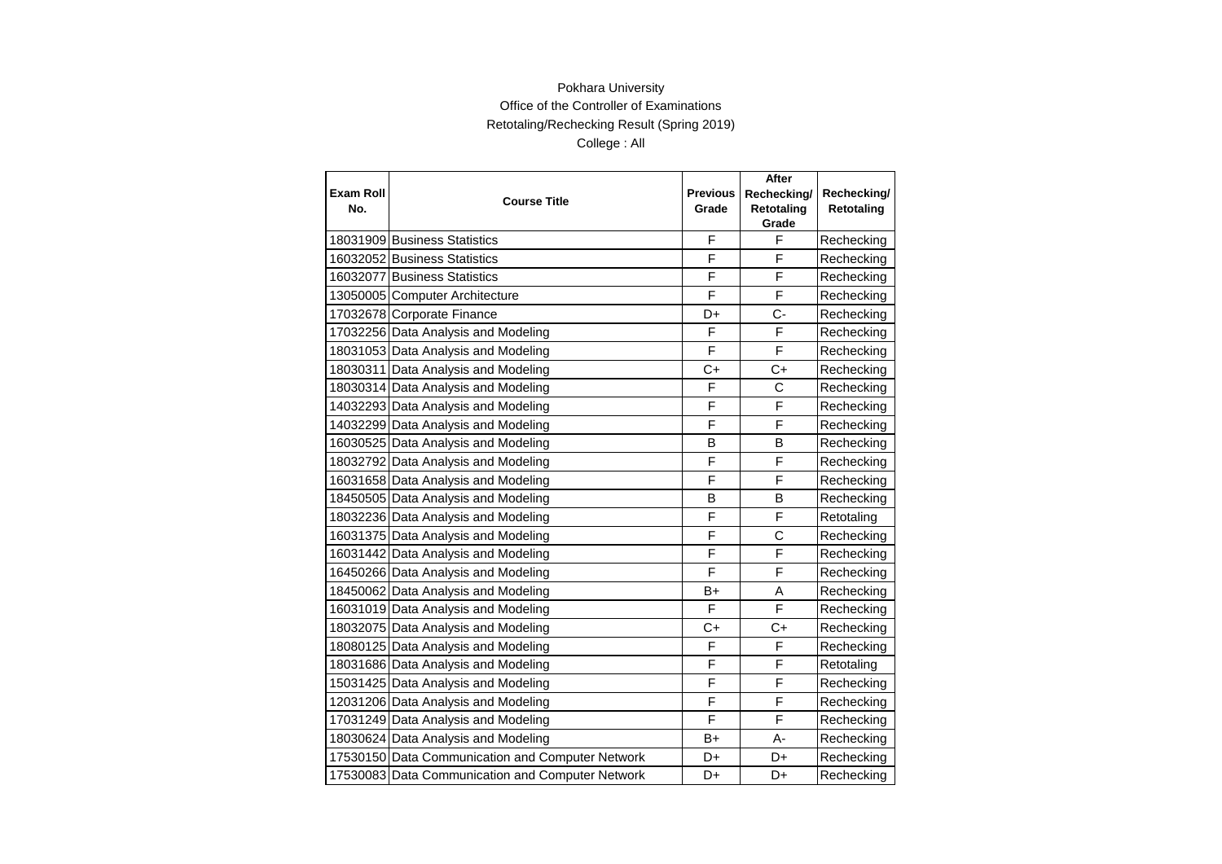Pokhara University

Office of the Controller of Examinations

Retotaling/Rechecking Result (Spring 2019)

College : All

| Exam Roll No. | Course Title | Previous Grade | After Rechecking/ Retotaling Grade | Rechecking/ Retotaling |
|---|---|---|---|---|
| 18031909 | Business Statistics | F | F | Rechecking |
| 16032052 | Business Statistics | F | F | Rechecking |
| 16032077 | Business Statistics | F | F | Rechecking |
| 13050005 | Computer Architecture | F | F | Rechecking |
| 17032678 | Corporate Finance | D+ | C- | Rechecking |
| 17032256 | Data Analysis and Modeling | F | F | Rechecking |
| 18031053 | Data Analysis and Modeling | F | F | Rechecking |
| 18030311 | Data Analysis and Modeling | C+ | C+ | Rechecking |
| 18030314 | Data Analysis and Modeling | F | C | Rechecking |
| 14032293 | Data Analysis and Modeling | F | F | Rechecking |
| 14032299 | Data Analysis and Modeling | F | F | Rechecking |
| 16030525 | Data Analysis and Modeling | B | B | Rechecking |
| 18032792 | Data Analysis and Modeling | F | F | Rechecking |
| 16031658 | Data Analysis and Modeling | F | F | Rechecking |
| 18450505 | Data Analysis and Modeling | B | B | Rechecking |
| 18032236 | Data Analysis and Modeling | F | F | Retotaling |
| 16031375 | Data Analysis and Modeling | F | C | Rechecking |
| 16031442 | Data Analysis and Modeling | F | F | Rechecking |
| 16450266 | Data Analysis and Modeling | F | F | Rechecking |
| 18450062 | Data Analysis and Modeling | B+ | A | Rechecking |
| 16031019 | Data Analysis and Modeling | F | F | Rechecking |
| 18032075 | Data Analysis and Modeling | C+ | C+ | Rechecking |
| 18080125 | Data Analysis and Modeling | F | F | Rechecking |
| 18031686 | Data Analysis and Modeling | F | F | Retotaling |
| 15031425 | Data Analysis and Modeling | F | F | Rechecking |
| 12031206 | Data Analysis and Modeling | F | F | Rechecking |
| 17031249 | Data Analysis and Modeling | F | F | Rechecking |
| 18030624 | Data Analysis and Modeling | B+ | A- | Rechecking |
| 17530150 | Data Communication and Computer Network | D+ | D+ | Rechecking |
| 17530083 | Data Communication and Computer Network | D+ | D+ | Rechecking |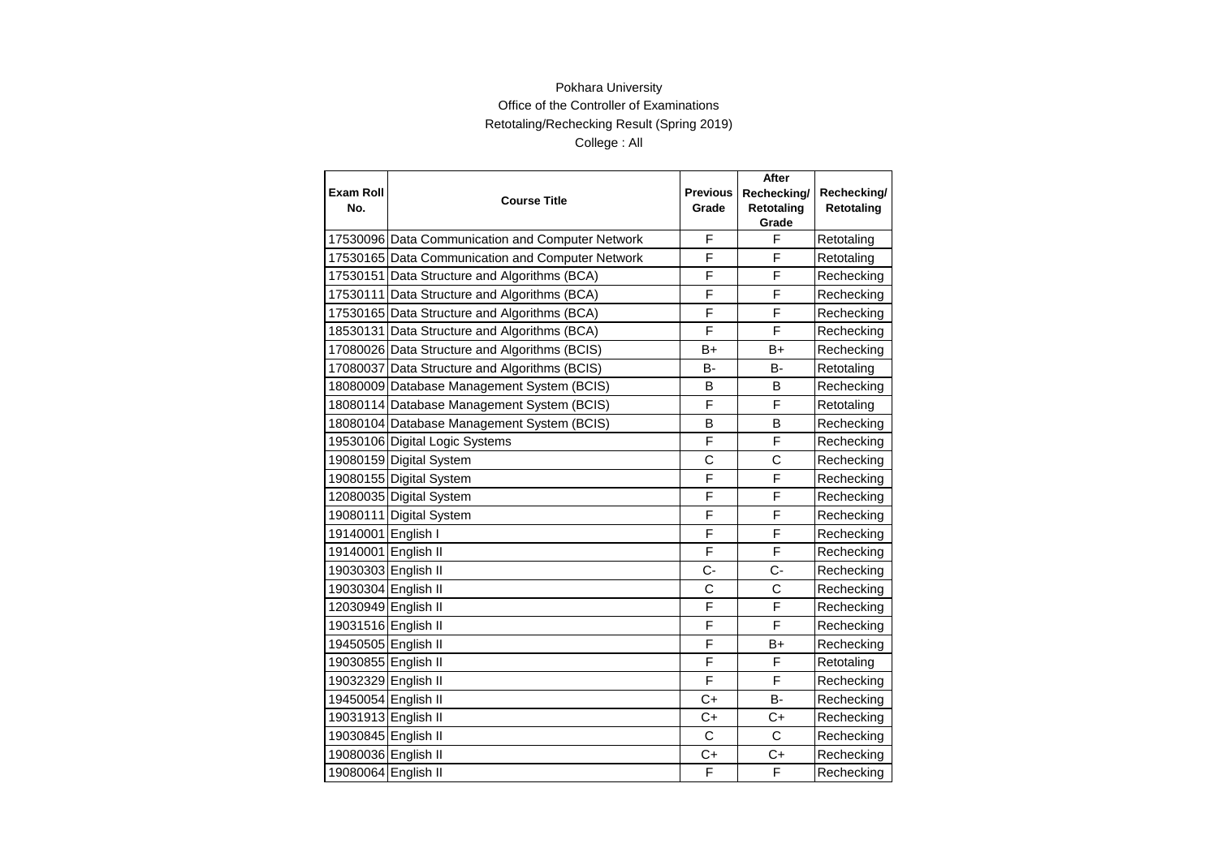Pokhara University

Office of the Controller of Examinations

Retotaling/Rechecking Result (Spring 2019)

College : All

| Exam Roll No. | Course Title | Previous Grade | After Rechecking/ Retotaling Grade | Rechecking/ Retotaling |
|---|---|---|---|---|
| 17530096 | Data Communication and Computer Network | F | F | Retotaling |
| 17530165 | Data Communication and Computer Network | F | F | Retotaling |
| 17530151 | Data Structure and Algorithms (BCA) | F | F | Rechecking |
| 17530111 | Data Structure and Algorithms (BCA) | F | F | Rechecking |
| 17530165 | Data Structure and Algorithms (BCA) | F | F | Rechecking |
| 18530131 | Data Structure and Algorithms (BCA) | F | F | Rechecking |
| 17080026 | Data Structure and Algorithms (BCIS) | B+ | B+ | Rechecking |
| 17080037 | Data Structure and Algorithms (BCIS) | B- | B- | Retotaling |
| 18080009 | Database Management System (BCIS) | B | B | Rechecking |
| 18080114 | Database Management System (BCIS) | F | F | Retotaling |
| 18080104 | Database Management System (BCIS) | B | B | Rechecking |
| 19530106 | Digital Logic Systems | F | F | Rechecking |
| 19080159 | Digital System | C | C | Rechecking |
| 19080155 | Digital System | F | F | Rechecking |
| 12080035 | Digital System | F | F | Rechecking |
| 19080111 | Digital System | F | F | Rechecking |
| 19140001 | English I | F | F | Rechecking |
| 19140001 | English II | F | F | Rechecking |
| 19030303 | English II | C- | C- | Rechecking |
| 19030304 | English II | C | C | Rechecking |
| 12030949 | English II | F | F | Rechecking |
| 19031516 | English II | F | F | Rechecking |
| 19450505 | English II | F | B+ | Rechecking |
| 19030855 | English II | F | F | Retotaling |
| 19032329 | English II | F | F | Rechecking |
| 19450054 | English II | C+ | B- | Rechecking |
| 19031913 | English II | C+ | C+ | Rechecking |
| 19030845 | English II | C | C | Rechecking |
| 19080036 | English II | C+ | C+ | Rechecking |
| 19080064 | English II | F | F | Rechecking |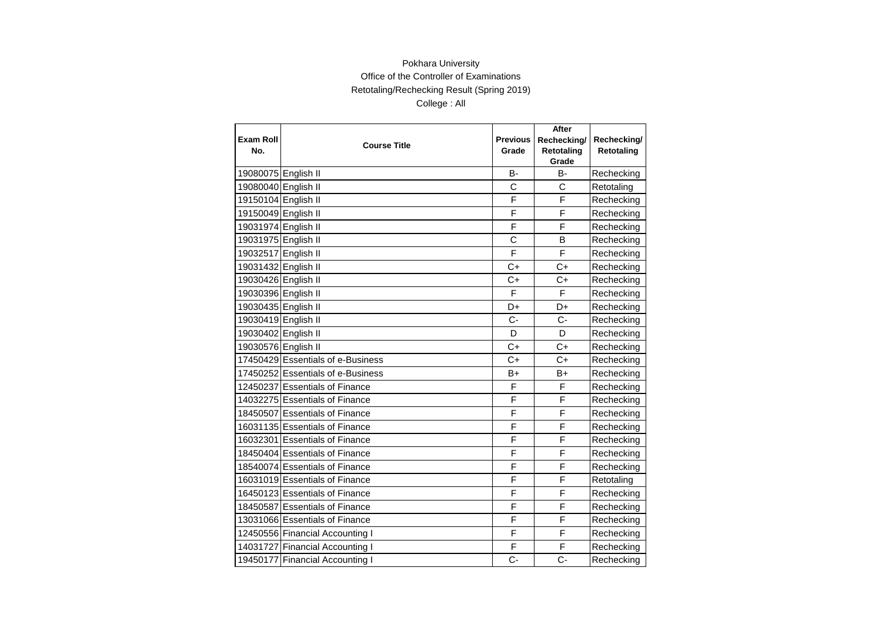Pokhara University

Office of the Controller of Examinations

Retotaling/Rechecking Result (Spring 2019)

College : All

| Exam Roll No. | Course Title | Previous Grade | After Rechecking/ Retotaling Grade | Rechecking/ Retotaling |
|---|---|---|---|---|
| 19080075 | English II | B- | B- | Rechecking |
| 19080040 | English II | C | C | Retotaling |
| 19150104 | English II | F | F | Rechecking |
| 19150049 | English II | F | F | Rechecking |
| 19031974 | English II | F | F | Rechecking |
| 19031975 | English II | C | B | Rechecking |
| 19032517 | English II | F | F | Rechecking |
| 19031432 | English II | C+ | C+ | Rechecking |
| 19030426 | English II | C+ | C+ | Rechecking |
| 19030396 | English II | F | F | Rechecking |
| 19030435 | English II | D+ | D+ | Rechecking |
| 19030419 | English II | C- | C- | Rechecking |
| 19030402 | English II | D | D | Rechecking |
| 19030576 | English II | C+ | C+ | Rechecking |
| 17450429 | Essentials of e-Business | C+ | C+ | Rechecking |
| 17450252 | Essentials of e-Business | B+ | B+ | Rechecking |
| 12450237 | Essentials of Finance | F | F | Rechecking |
| 14032275 | Essentials of Finance | F | F | Rechecking |
| 18450507 | Essentials of Finance | F | F | Rechecking |
| 16031135 | Essentials of Finance | F | F | Rechecking |
| 16032301 | Essentials of Finance | F | F | Rechecking |
| 18450404 | Essentials of Finance | F | F | Rechecking |
| 18540074 | Essentials of Finance | F | F | Rechecking |
| 16031019 | Essentials of Finance | F | F | Retotaling |
| 16450123 | Essentials of Finance | F | F | Rechecking |
| 18450587 | Essentials of Finance | F | F | Rechecking |
| 13031066 | Essentials of Finance | F | F | Rechecking |
| 12450556 | Financial Accounting I | F | F | Rechecking |
| 14031727 | Financial Accounting I | F | F | Rechecking |
| 19450177 | Financial Accounting I | C- | C- | Rechecking |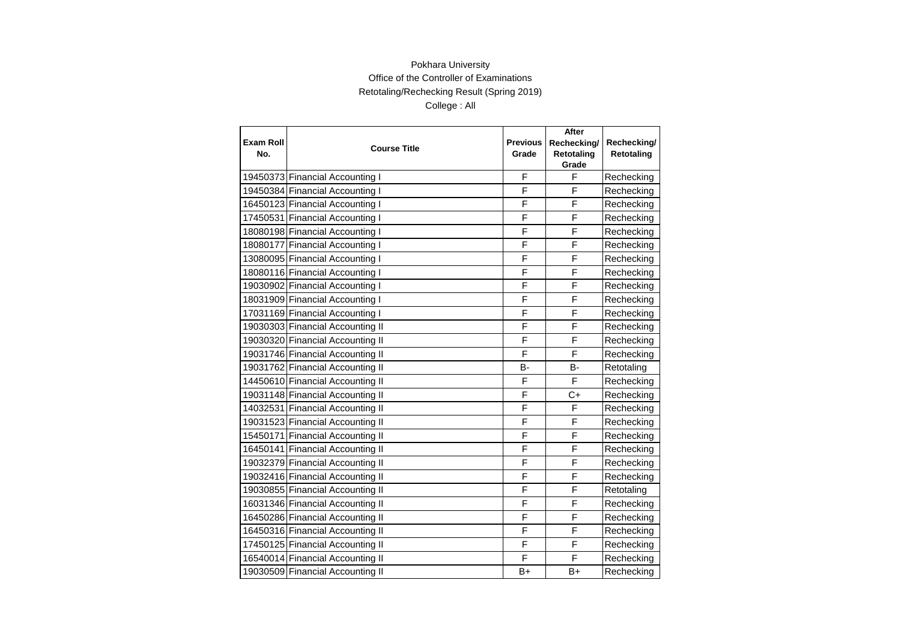Pokhara University

Office of the Controller of Examinations

Retotaling/Rechecking Result (Spring 2019)

College : All

| Exam Roll No. | Course Title | Previous Grade | After Rechecking/ Retotaling Grade | Rechecking/ Retotaling |
|---|---|---|---|---|
| 19450373 | Financial Accounting I | F | F | Rechecking |
| 19450384 | Financial Accounting I | F | F | Rechecking |
| 16450123 | Financial Accounting I | F | F | Rechecking |
| 17450531 | Financial Accounting I | F | F | Rechecking |
| 18080198 | Financial Accounting I | F | F | Rechecking |
| 18080177 | Financial Accounting I | F | F | Rechecking |
| 13080095 | Financial Accounting I | F | F | Rechecking |
| 18080116 | Financial Accounting I | F | F | Rechecking |
| 19030902 | Financial Accounting I | F | F | Rechecking |
| 18031909 | Financial Accounting I | F | F | Rechecking |
| 17031169 | Financial Accounting I | F | F | Rechecking |
| 19030303 | Financial Accounting II | F | F | Rechecking |
| 19030320 | Financial Accounting II | F | F | Rechecking |
| 19031746 | Financial Accounting II | F | F | Rechecking |
| 19031762 | Financial Accounting II | B- | B- | Retotaling |
| 14450610 | Financial Accounting II | F | F | Rechecking |
| 19031148 | Financial Accounting II | F | C+ | Rechecking |
| 14032531 | Financial Accounting II | F | F | Rechecking |
| 19031523 | Financial Accounting II | F | F | Rechecking |
| 15450171 | Financial Accounting II | F | F | Rechecking |
| 16450141 | Financial Accounting II | F | F | Rechecking |
| 19032379 | Financial Accounting II | F | F | Rechecking |
| 19032416 | Financial Accounting II | F | F | Rechecking |
| 19030855 | Financial Accounting II | F | F | Retotaling |
| 16031346 | Financial Accounting II | F | F | Rechecking |
| 16450286 | Financial Accounting II | F | F | Rechecking |
| 16450316 | Financial Accounting II | F | F | Rechecking |
| 17450125 | Financial Accounting II | F | F | Rechecking |
| 16540014 | Financial Accounting II | F | F | Rechecking |
| 19030509 | Financial Accounting II | B+ | B+ | Rechecking |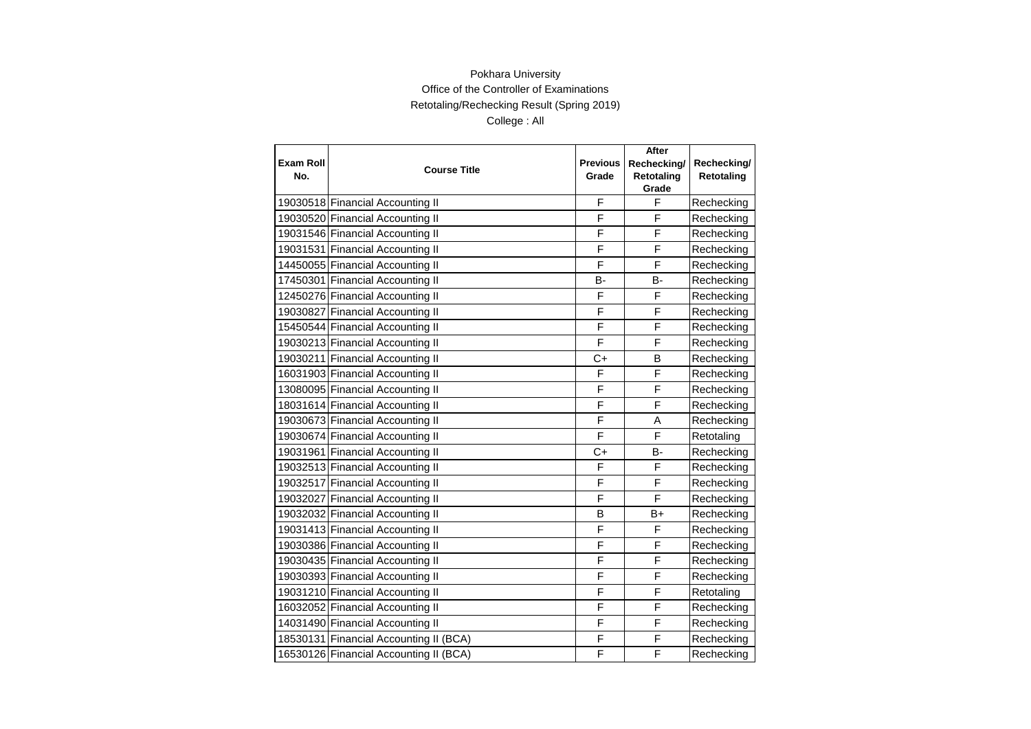Pokhara University

Office of the Controller of Examinations

Retotaling/Rechecking Result (Spring 2019)

College : All

| Exam Roll No. | Course Title | Previous Grade | After Rechecking/ Retotaling Grade | Rechecking/ Retotaling |
|---|---|---|---|---|
| 19030518 | Financial Accounting II | F | F | Rechecking |
| 19030520 | Financial Accounting II | F | F | Rechecking |
| 19031546 | Financial Accounting II | F | F | Rechecking |
| 19031531 | Financial Accounting II | F | F | Rechecking |
| 14450055 | Financial Accounting II | F | F | Rechecking |
| 17450301 | Financial Accounting II | B- | B- | Rechecking |
| 12450276 | Financial Accounting II | F | F | Rechecking |
| 19030827 | Financial Accounting II | F | F | Rechecking |
| 15450544 | Financial Accounting II | F | F | Rechecking |
| 19030213 | Financial Accounting II | F | F | Rechecking |
| 19030211 | Financial Accounting II | C+ | B | Rechecking |
| 16031903 | Financial Accounting II | F | F | Rechecking |
| 13080095 | Financial Accounting II | F | F | Rechecking |
| 18031614 | Financial Accounting II | F | F | Rechecking |
| 19030673 | Financial Accounting II | F | A | Rechecking |
| 19030674 | Financial Accounting II | F | F | Retotaling |
| 19031961 | Financial Accounting II | C+ | B- | Rechecking |
| 19032513 | Financial Accounting II | F | F | Rechecking |
| 19032517 | Financial Accounting II | F | F | Rechecking |
| 19032027 | Financial Accounting II | F | F | Rechecking |
| 19032032 | Financial Accounting II | B | B+ | Rechecking |
| 19031413 | Financial Accounting II | F | F | Rechecking |
| 19030386 | Financial Accounting II | F | F | Rechecking |
| 19030435 | Financial Accounting II | F | F | Rechecking |
| 19030393 | Financial Accounting II | F | F | Rechecking |
| 19031210 | Financial Accounting II | F | F | Retotaling |
| 16032052 | Financial Accounting II | F | F | Rechecking |
| 14031490 | Financial Accounting II | F | F | Rechecking |
| 18530131 | Financial Accounting II (BCA) | F | F | Rechecking |
| 16530126 | Financial Accounting II (BCA) | F | F | Rechecking |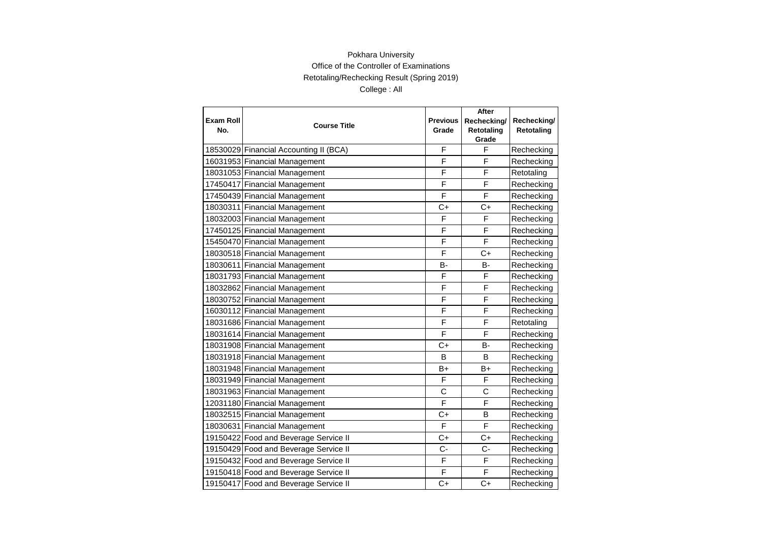Pokhara University

Office of the Controller of Examinations

Retotaling/Rechecking Result (Spring 2019)

College : All

| Exam Roll No. | Course Title | Previous Grade | After Rechecking/ Retotaling Grade | Rechecking/ Retotaling |
|---|---|---|---|---|
| 18530029 | Financial Accounting II (BCA) | F | F | Rechecking |
| 16031953 | Financial Management | F | F | Rechecking |
| 18031053 | Financial Management | F | F | Retotaling |
| 17450417 | Financial Management | F | F | Rechecking |
| 17450439 | Financial Management | F | F | Rechecking |
| 18030311 | Financial Management | C+ | C+ | Rechecking |
| 18032003 | Financial Management | F | F | Rechecking |
| 17450125 | Financial Management | F | F | Rechecking |
| 15450470 | Financial Management | F | F | Rechecking |
| 18030518 | Financial Management | F | C+ | Rechecking |
| 18030611 | Financial Management | B- | B- | Rechecking |
| 18031793 | Financial Management | F | F | Rechecking |
| 18032862 | Financial Management | F | F | Rechecking |
| 18030752 | Financial Management | F | F | Rechecking |
| 16030112 | Financial Management | F | F | Rechecking |
| 18031686 | Financial Management | F | F | Retotaling |
| 18031614 | Financial Management | F | F | Rechecking |
| 18031908 | Financial Management | C+ | B- | Rechecking |
| 18031918 | Financial Management | B | B | Rechecking |
| 18031948 | Financial Management | B+ | B+ | Rechecking |
| 18031949 | Financial Management | F | F | Rechecking |
| 18031963 | Financial Management | C | C | Rechecking |
| 12031180 | Financial Management | F | F | Rechecking |
| 18032515 | Financial Management | C+ | B | Rechecking |
| 18030631 | Financial Management | F | F | Rechecking |
| 19150422 | Food and Beverage Service II | C+ | C+ | Rechecking |
| 19150429 | Food and Beverage Service II | C- | C- | Rechecking |
| 19150432 | Food and Beverage Service II | F | F | Rechecking |
| 19150418 | Food and Beverage Service II | F | F | Rechecking |
| 19150417 | Food and Beverage Service II | C+ | C+ | Rechecking |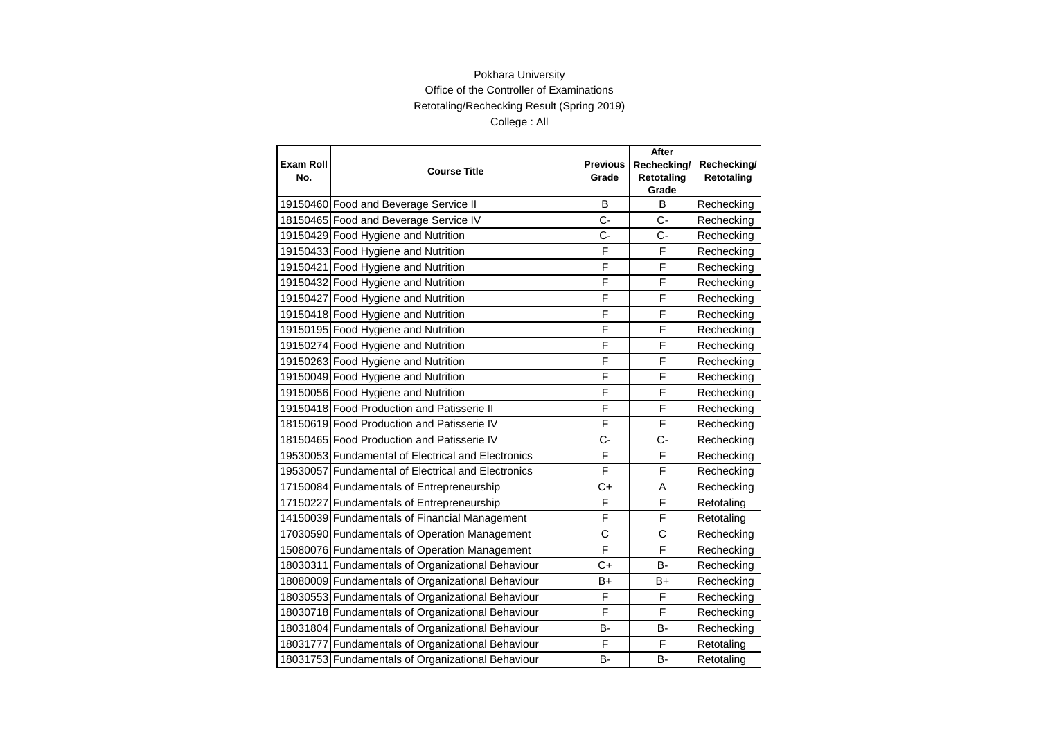Pokhara University

Office of the Controller of Examinations

Retotaling/Rechecking Result (Spring 2019)

College : All

| Exam Roll No. | Course Title | Previous Grade | After Rechecking/ Retotaling Grade | Rechecking/ Retotaling |
|---|---|---|---|---|
| 19150460 | Food and Beverage Service II | B | B | Rechecking |
| 18150465 | Food and Beverage Service IV | C- | C- | Rechecking |
| 19150429 | Food Hygiene and Nutrition | C- | C- | Rechecking |
| 19150433 | Food Hygiene and Nutrition | F | F | Rechecking |
| 19150421 | Food Hygiene and Nutrition | F | F | Rechecking |
| 19150432 | Food Hygiene and Nutrition | F | F | Rechecking |
| 19150427 | Food Hygiene and Nutrition | F | F | Rechecking |
| 19150418 | Food Hygiene and Nutrition | F | F | Rechecking |
| 19150195 | Food Hygiene and Nutrition | F | F | Rechecking |
| 19150274 | Food Hygiene and Nutrition | F | F | Rechecking |
| 19150263 | Food Hygiene and Nutrition | F | F | Rechecking |
| 19150049 | Food Hygiene and Nutrition | F | F | Rechecking |
| 19150056 | Food Hygiene and Nutrition | F | F | Rechecking |
| 19150418 | Food Production and Patisserie II | F | F | Rechecking |
| 18150619 | Food Production and Patisserie IV | F | F | Rechecking |
| 18150465 | Food Production and Patisserie IV | C- | C- | Rechecking |
| 19530053 | Fundamental of Electrical and Electronics | F | F | Rechecking |
| 19530057 | Fundamental of Electrical and Electronics | F | F | Rechecking |
| 17150084 | Fundamentals of Entrepreneurship | C+ | A | Rechecking |
| 17150227 | Fundamentals of Entrepreneurship | F | F | Retotaling |
| 14150039 | Fundamentals of Financial Management | F | F | Retotaling |
| 17030590 | Fundamentals of Operation Management | C | C | Rechecking |
| 15080076 | Fundamentals of Operation Management | F | F | Rechecking |
| 18030311 | Fundamentals of Organizational Behaviour | C+ | B- | Rechecking |
| 18080009 | Fundamentals of Organizational Behaviour | B+ | B+ | Rechecking |
| 18030553 | Fundamentals of Organizational Behaviour | F | F | Rechecking |
| 18030718 | Fundamentals of Organizational Behaviour | F | F | Rechecking |
| 18031804 | Fundamentals of Organizational Behaviour | B- | B- | Rechecking |
| 18031777 | Fundamentals of Organizational Behaviour | F | F | Retotaling |
| 18031753 | Fundamentals of Organizational Behaviour | B- | B- | Retotaling |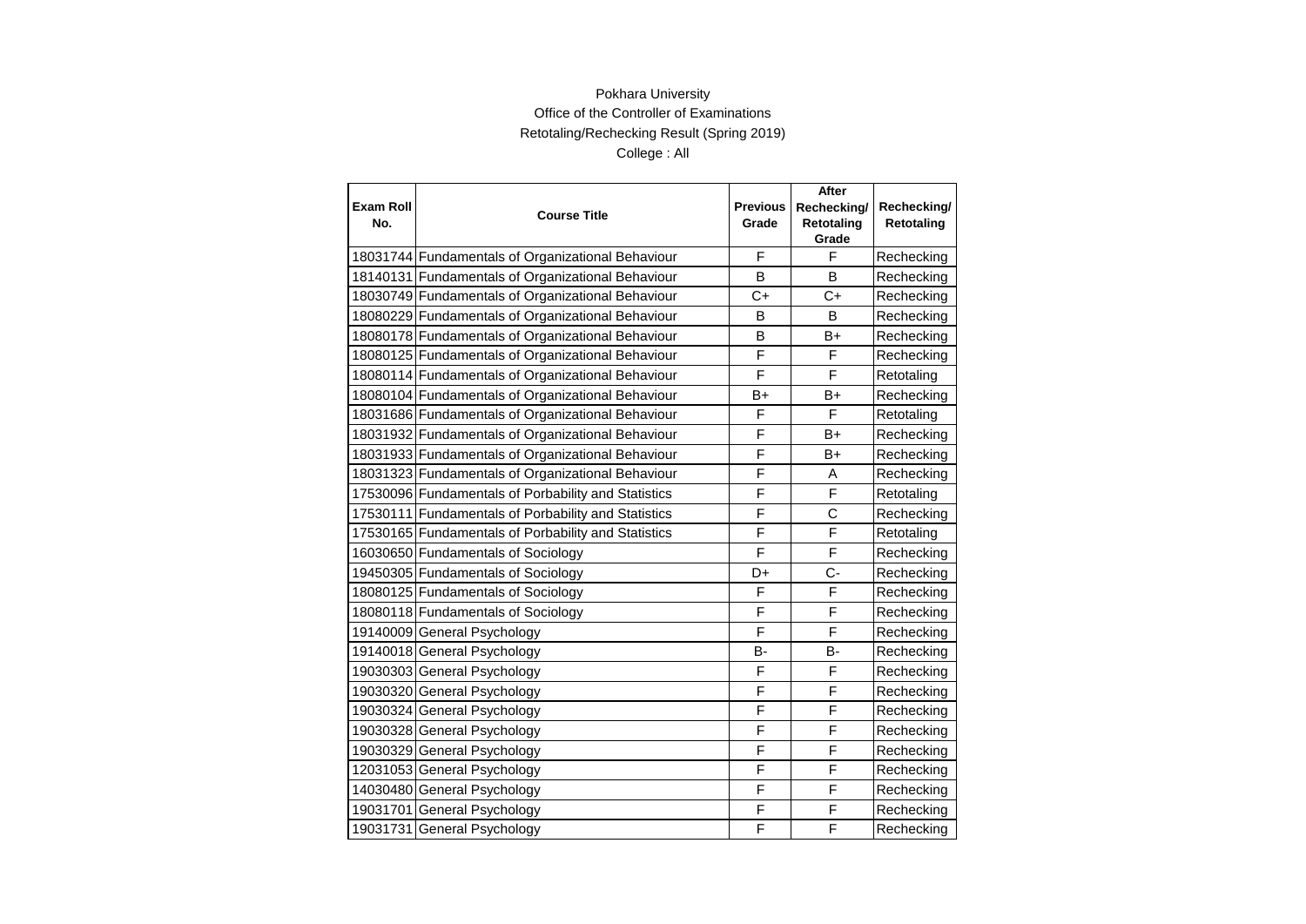Pokhara University

Office of the Controller of Examinations

Retotaling/Rechecking Result (Spring 2019)

College : All

| Exam Roll No. | Course Title | Previous Grade | After Rechecking/ Retotaling Grade | Rechecking/ Retotaling |
|---|---|---|---|---|
| 18031744 | Fundamentals of Organizational Behaviour | F | F | Rechecking |
| 18140131 | Fundamentals of Organizational Behaviour | B | B | Rechecking |
| 18030749 | Fundamentals of Organizational Behaviour | C+ | C+ | Rechecking |
| 18080229 | Fundamentals of Organizational Behaviour | B | B | Rechecking |
| 18080178 | Fundamentals of Organizational Behaviour | B | B+ | Rechecking |
| 18080125 | Fundamentals of Organizational Behaviour | F | F | Rechecking |
| 18080114 | Fundamentals of Organizational Behaviour | F | F | Retotaling |
| 18080104 | Fundamentals of Organizational Behaviour | B+ | B+ | Rechecking |
| 18031686 | Fundamentals of Organizational Behaviour | F | F | Retotaling |
| 18031932 | Fundamentals of Organizational Behaviour | F | B+ | Rechecking |
| 18031933 | Fundamentals of Organizational Behaviour | F | B+ | Rechecking |
| 18031323 | Fundamentals of Organizational Behaviour | F | A | Rechecking |
| 17530096 | Fundamentals of Porbability and Statistics | F | F | Retotaling |
| 17530111 | Fundamentals of Porbability and Statistics | F | C | Rechecking |
| 17530165 | Fundamentals of Porbability and Statistics | F | F | Retotaling |
| 16030650 | Fundamentals of Sociology | F | F | Rechecking |
| 19450305 | Fundamentals of Sociology | D+ | C- | Rechecking |
| 18080125 | Fundamentals of Sociology | F | F | Rechecking |
| 18080118 | Fundamentals of Sociology | F | F | Rechecking |
| 19140009 | General Psychology | F | F | Rechecking |
| 19140018 | General Psychology | B- | B- | Rechecking |
| 19030303 | General Psychology | F | F | Rechecking |
| 19030320 | General Psychology | F | F | Rechecking |
| 19030324 | General Psychology | F | F | Rechecking |
| 19030328 | General Psychology | F | F | Rechecking |
| 19030329 | General Psychology | F | F | Rechecking |
| 12031053 | General Psychology | F | F | Rechecking |
| 14030480 | General Psychology | F | F | Rechecking |
| 19031701 | General Psychology | F | F | Rechecking |
| 19031731 | General Psychology | F | F | Rechecking |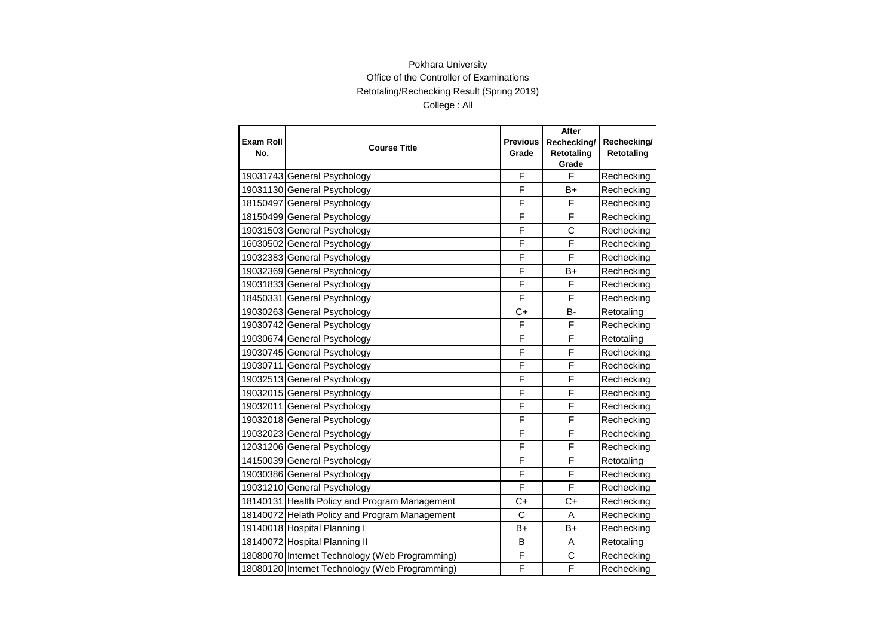Pokhara University

Office of the Controller of Examinations

Retotaling/Rechecking Result (Spring 2019)

College : All

| Exam Roll No. | Course Title | Previous Grade | After Rechecking/ Retotaling Grade | Rechecking/ Retotaling |
| --- | --- | --- | --- | --- |
| 19031743 | General Psychology | F | F | Rechecking |
| 19031130 | General Psychology | F | B+ | Rechecking |
| 18150497 | General Psychology | F | F | Rechecking |
| 18150499 | General Psychology | F | F | Rechecking |
| 19031503 | General Psychology | F | C | Rechecking |
| 16030502 | General Psychology | F | F | Rechecking |
| 19032383 | General Psychology | F | F | Rechecking |
| 19032369 | General Psychology | F | B+ | Rechecking |
| 19031833 | General Psychology | F | F | Rechecking |
| 18450331 | General Psychology | F | F | Rechecking |
| 19030263 | General Psychology | C+ | B- | Retotaling |
| 19030742 | General Psychology | F | F | Rechecking |
| 19030674 | General Psychology | F | F | Retotaling |
| 19030745 | General Psychology | F | F | Rechecking |
| 19030711 | General Psychology | F | F | Rechecking |
| 19032513 | General Psychology | F | F | Rechecking |
| 19032015 | General Psychology | F | F | Rechecking |
| 19032011 | General Psychology | F | F | Rechecking |
| 19032018 | General Psychology | F | F | Rechecking |
| 19032023 | General Psychology | F | F | Rechecking |
| 12031206 | General Psychology | F | F | Rechecking |
| 14150039 | General Psychology | F | F | Retotaling |
| 19030386 | General Psychology | F | F | Rechecking |
| 19031210 | General Psychology | F | F | Rechecking |
| 18140131 | Health Policy and Program Management | C+ | C+ | Rechecking |
| 18140072 | Helath Policy and Program Management | C | A | Rechecking |
| 19140018 | Hospital Planning I | B+ | B+ | Rechecking |
| 18140072 | Hospital Planning II | B | A | Retotaling |
| 18080070 | Internet Technology (Web Programming) | F | C | Rechecking |
| 18080120 | Internet Technology (Web Programming) | F | F | Rechecking |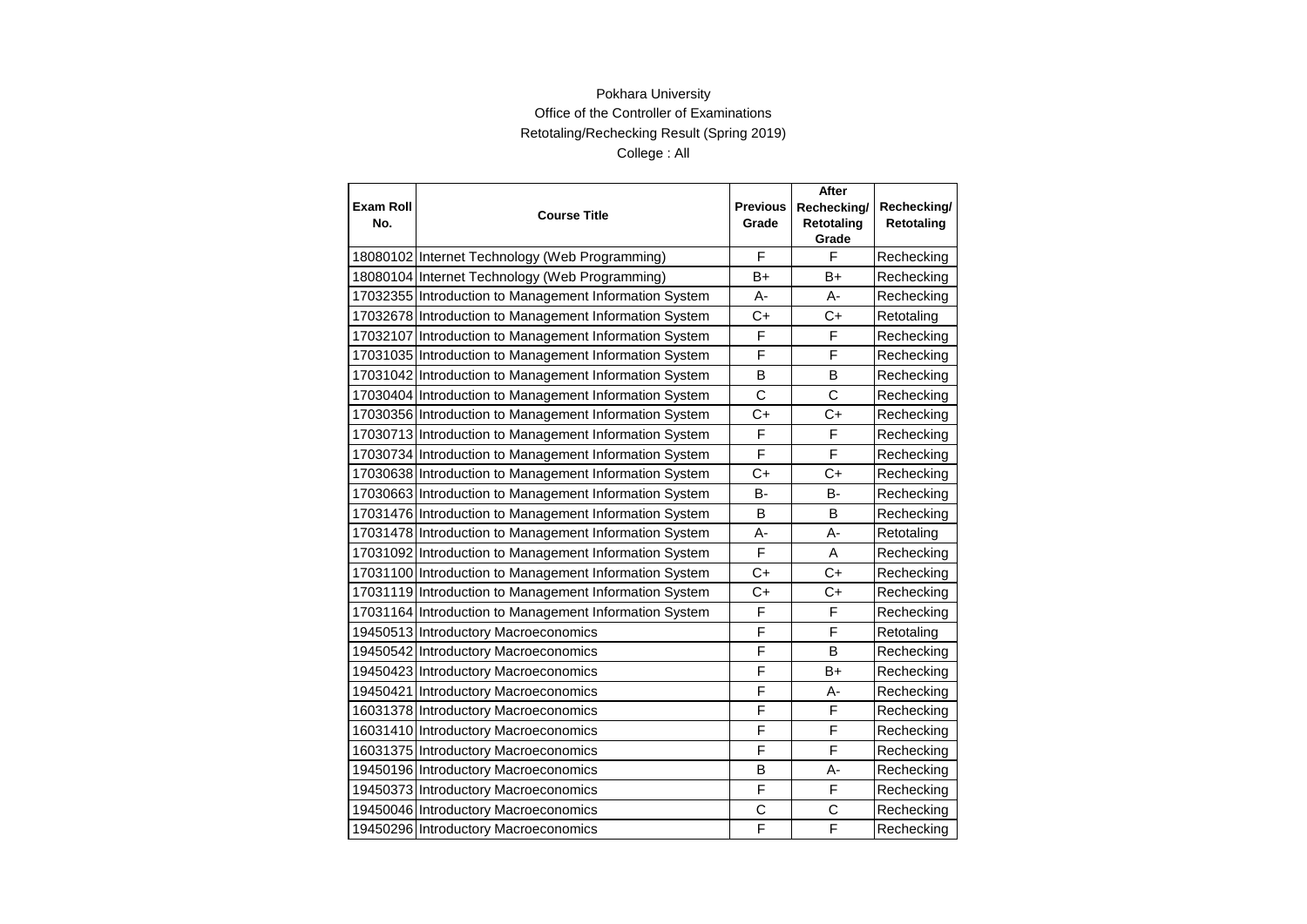Pokhara University

Office of the Controller of Examinations

Retotaling/Rechecking Result (Spring 2019)

College : All

| Exam Roll No. | Course Title | Previous Grade | After Rechecking/ Retotaling Grade | Rechecking/ Retotaling |
|---|---|---|---|---|
| 18080102 | Internet Technology (Web Programming) | F | F | Rechecking |
| 18080104 | Internet Technology (Web Programming) | B+ | B+ | Rechecking |
| 17032355 | Introduction to Management Information System | A- | A- | Rechecking |
| 17032678 | Introduction to Management Information System | C+ | C+ | Retotaling |
| 17032107 | Introduction to Management Information System | F | F | Rechecking |
| 17031035 | Introduction to Management Information System | F | F | Rechecking |
| 17031042 | Introduction to Management Information System | B | B | Rechecking |
| 17030404 | Introduction to Management Information System | C | C | Rechecking |
| 17030356 | Introduction to Management Information System | C+ | C+ | Rechecking |
| 17030713 | Introduction to Management Information System | F | F | Rechecking |
| 17030734 | Introduction to Management Information System | F | F | Rechecking |
| 17030638 | Introduction to Management Information System | C+ | C+ | Rechecking |
| 17030663 | Introduction to Management Information System | B- | B- | Rechecking |
| 17031476 | Introduction to Management Information System | B | B | Rechecking |
| 17031478 | Introduction to Management Information System | A- | A- | Retotaling |
| 17031092 | Introduction to Management Information System | F | A | Rechecking |
| 17031100 | Introduction to Management Information System | C+ | C+ | Rechecking |
| 17031119 | Introduction to Management Information System | C+ | C+ | Rechecking |
| 17031164 | Introduction to Management Information System | F | F | Rechecking |
| 19450513 | Introductory Macroeconomics | F | F | Retotaling |
| 19450542 | Introductory Macroeconomics | F | B | Rechecking |
| 19450423 | Introductory Macroeconomics | F | B+ | Rechecking |
| 19450421 | Introductory Macroeconomics | F | A- | Rechecking |
| 16031378 | Introductory Macroeconomics | F | F | Rechecking |
| 16031410 | Introductory Macroeconomics | F | F | Rechecking |
| 16031375 | Introductory Macroeconomics | F | F | Rechecking |
| 19450196 | Introductory Macroeconomics | B | A- | Rechecking |
| 19450373 | Introductory Macroeconomics | F | F | Rechecking |
| 19450046 | Introductory Macroeconomics | C | C | Rechecking |
| 19450296 | Introductory Macroeconomics | F | F | Rechecking |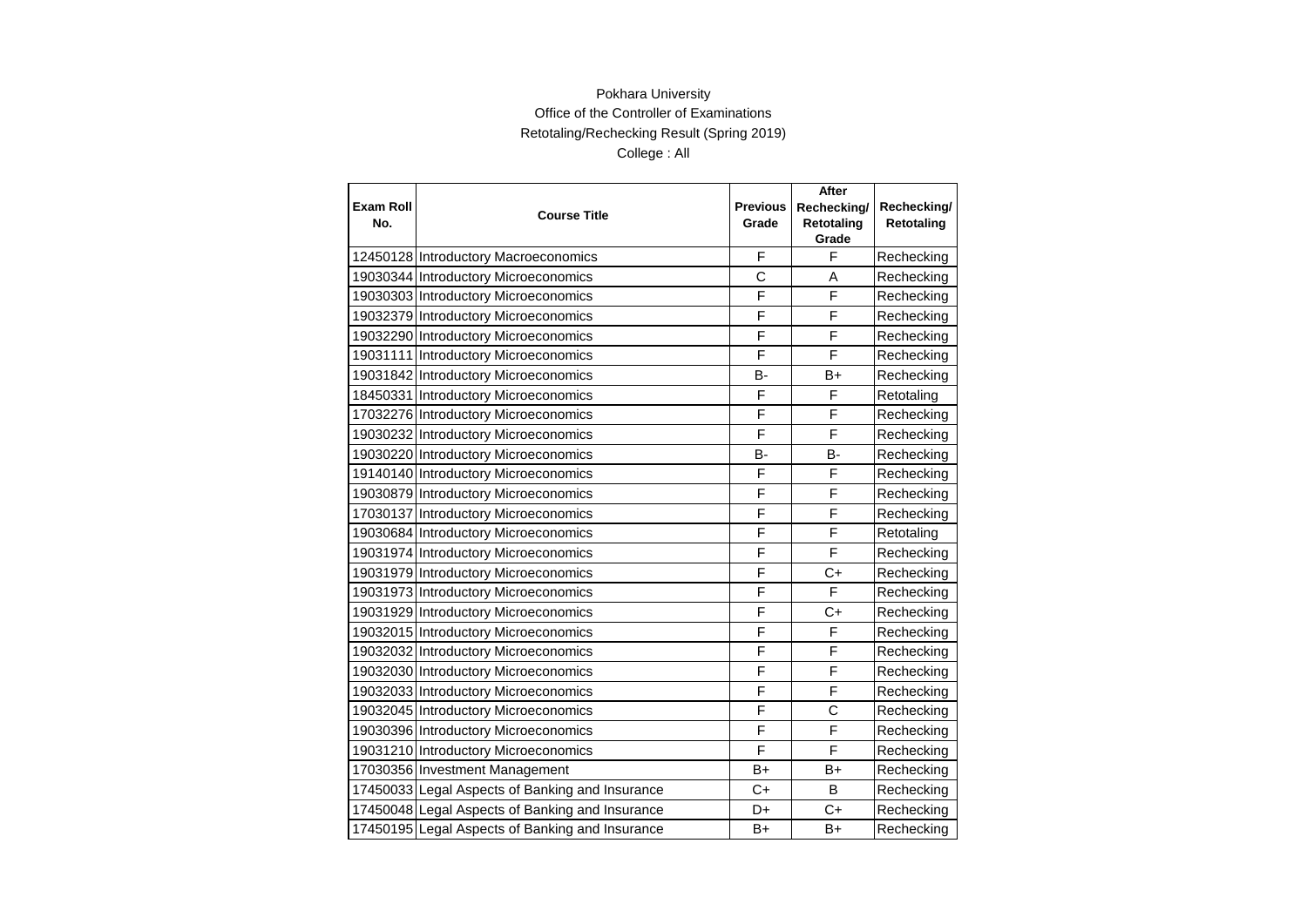Pokhara University

Office of the Controller of Examinations

Retotaling/Rechecking Result (Spring 2019)

College : All

| Exam Roll No. | Course Title | Previous Grade | After Rechecking/ Retotaling Grade | Rechecking/ Retotaling |
|---|---|---|---|---|
| 12450128 | Introductory Macroeconomics | F | F | Rechecking |
| 19030344 | Introductory Microeconomics | C | A | Rechecking |
| 19030303 | Introductory Microeconomics | F | F | Rechecking |
| 19032379 | Introductory Microeconomics | F | F | Rechecking |
| 19032290 | Introductory Microeconomics | F | F | Rechecking |
| 19031111 | Introductory Microeconomics | F | F | Rechecking |
| 19031842 | Introductory Microeconomics | B- | B+ | Rechecking |
| 18450331 | Introductory Microeconomics | F | F | Retotaling |
| 17032276 | Introductory Microeconomics | F | F | Rechecking |
| 19030232 | Introductory Microeconomics | F | F | Rechecking |
| 19030220 | Introductory Microeconomics | B- | B- | Rechecking |
| 19140140 | Introductory Microeconomics | F | F | Rechecking |
| 19030879 | Introductory Microeconomics | F | F | Rechecking |
| 17030137 | Introductory Microeconomics | F | F | Rechecking |
| 19030684 | Introductory Microeconomics | F | F | Retotaling |
| 19031974 | Introductory Microeconomics | F | F | Rechecking |
| 19031979 | Introductory Microeconomics | F | C+ | Rechecking |
| 19031973 | Introductory Microeconomics | F | F | Rechecking |
| 19031929 | Introductory Microeconomics | F | C+ | Rechecking |
| 19032015 | Introductory Microeconomics | F | F | Rechecking |
| 19032032 | Introductory Microeconomics | F | F | Rechecking |
| 19032030 | Introductory Microeconomics | F | F | Rechecking |
| 19032033 | Introductory Microeconomics | F | F | Rechecking |
| 19032045 | Introductory Microeconomics | F | C | Rechecking |
| 19030396 | Introductory Microeconomics | F | F | Rechecking |
| 19031210 | Introductory Microeconomics | F | F | Rechecking |
| 17030356 | Investment Management | B+ | B+ | Rechecking |
| 17450033 | Legal Aspects of Banking and Insurance | C+ | B | Rechecking |
| 17450048 | Legal Aspects of Banking and Insurance | D+ | C+ | Rechecking |
| 17450195 | Legal Aspects of Banking and Insurance | B+ | B+ | Rechecking |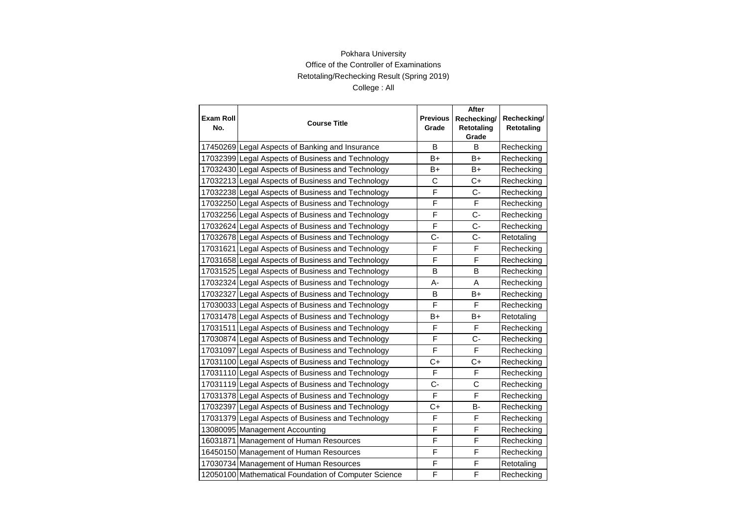Pokhara University

Office of the Controller of Examinations

Retotaling/Rechecking Result (Spring 2019)

College : All

| Exam Roll No. | Course Title | Previous Grade | After Rechecking/ Retotaling Grade | Rechecking/ Retotaling |
|---|---|---|---|---|
| 17450269 | Legal Aspects of Banking and Insurance | B | B | Rechecking |
| 17032399 | Legal Aspects of Business and Technology | B+ | B+ | Rechecking |
| 17032430 | Legal Aspects of Business and Technology | B+ | B+ | Rechecking |
| 17032213 | Legal Aspects of Business and Technology | C | C+ | Rechecking |
| 17032238 | Legal Aspects of Business and Technology | F | C- | Rechecking |
| 17032250 | Legal Aspects of Business and Technology | F | F | Rechecking |
| 17032256 | Legal Aspects of Business and Technology | F | C- | Rechecking |
| 17032624 | Legal Aspects of Business and Technology | F | C- | Rechecking |
| 17032678 | Legal Aspects of Business and Technology | C- | C- | Retotaling |
| 17031621 | Legal Aspects of Business and Technology | F | F | Rechecking |
| 17031658 | Legal Aspects of Business and Technology | F | F | Rechecking |
| 17031525 | Legal Aspects of Business and Technology | B | B | Rechecking |
| 17032324 | Legal Aspects of Business and Technology | A- | A | Rechecking |
| 17032327 | Legal Aspects of Business and Technology | B | B+ | Rechecking |
| 17030033 | Legal Aspects of Business and Technology | F | F | Rechecking |
| 17031478 | Legal Aspects of Business and Technology | B+ | B+ | Retotaling |
| 17031511 | Legal Aspects of Business and Technology | F | F | Rechecking |
| 17030874 | Legal Aspects of Business and Technology | F | C- | Rechecking |
| 17031097 | Legal Aspects of Business and Technology | F | F | Rechecking |
| 17031100 | Legal Aspects of Business and Technology | C+ | C+ | Rechecking |
| 17031110 | Legal Aspects of Business and Technology | F | F | Rechecking |
| 17031119 | Legal Aspects of Business and Technology | C- | C | Rechecking |
| 17031378 | Legal Aspects of Business and Technology | F | F | Rechecking |
| 17032397 | Legal Aspects of Business and Technology | C+ | B- | Rechecking |
| 17031379 | Legal Aspects of Business and Technology | F | F | Rechecking |
| 13080095 | Management Accounting | F | F | Rechecking |
| 16031871 | Management of Human Resources | F | F | Rechecking |
| 16450150 | Management of Human Resources | F | F | Rechecking |
| 17030734 | Management of Human Resources | F | F | Retotaling |
| 12050100 | Mathematical Foundation of Computer Science | F | F | Rechecking |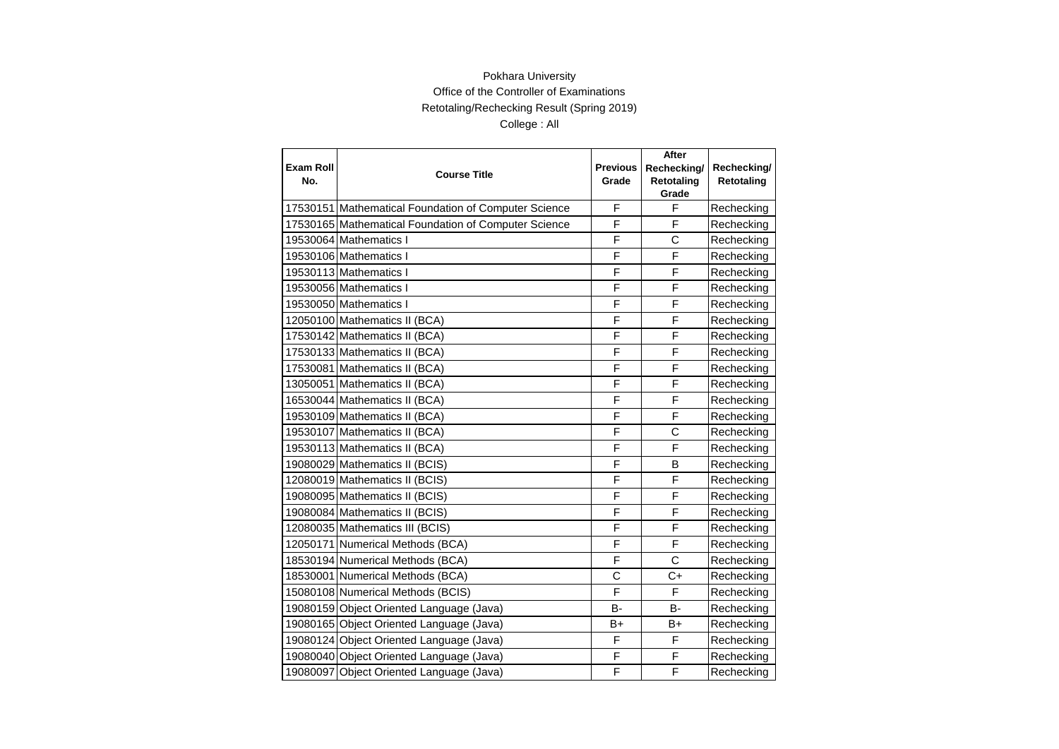Pokhara University

Office of the Controller of Examinations

Retotaling/Rechecking Result (Spring 2019)

College : All

| Exam Roll No. | Course Title | Previous Grade | After Rechecking/ Retotaling Grade | Rechecking/ Retotaling |
|---|---|---|---|---|
| 17530151 | Mathematical Foundation of Computer Science | F | F | Rechecking |
| 17530165 | Mathematical Foundation of Computer Science | F | F | Rechecking |
| 19530064 | Mathematics I | F | C | Rechecking |
| 19530106 | Mathematics I | F | F | Rechecking |
| 19530113 | Mathematics I | F | F | Rechecking |
| 19530056 | Mathematics I | F | F | Rechecking |
| 19530050 | Mathematics I | F | F | Rechecking |
| 12050100 | Mathematics II (BCA) | F | F | Rechecking |
| 17530142 | Mathematics II (BCA) | F | F | Rechecking |
| 17530133 | Mathematics II (BCA) | F | F | Rechecking |
| 17530081 | Mathematics II (BCA) | F | F | Rechecking |
| 13050051 | Mathematics II (BCA) | F | F | Rechecking |
| 16530044 | Mathematics II (BCA) | F | F | Rechecking |
| 19530109 | Mathematics II (BCA) | F | F | Rechecking |
| 19530107 | Mathematics II (BCA) | F | C | Rechecking |
| 19530113 | Mathematics II (BCA) | F | F | Rechecking |
| 19080029 | Mathematics II (BCIS) | F | B | Rechecking |
| 12080019 | Mathematics II (BCIS) | F | F | Rechecking |
| 19080095 | Mathematics II (BCIS) | F | F | Rechecking |
| 19080084 | Mathematics II (BCIS) | F | F | Rechecking |
| 12080035 | Mathematics III (BCIS) | F | F | Rechecking |
| 12050171 | Numerical Methods (BCA) | F | F | Rechecking |
| 18530194 | Numerical Methods (BCA) | F | C | Rechecking |
| 18530001 | Numerical Methods (BCA) | C | C+ | Rechecking |
| 15080108 | Numerical Methods (BCIS) | F | F | Rechecking |
| 19080159 | Object Oriented Language (Java) | B- | B- | Rechecking |
| 19080165 | Object Oriented Language (Java) | B+ | B+ | Rechecking |
| 19080124 | Object Oriented Language (Java) | F | F | Rechecking |
| 19080040 | Object Oriented Language (Java) | F | F | Rechecking |
| 19080097 | Object Oriented Language (Java) | F | F | Rechecking |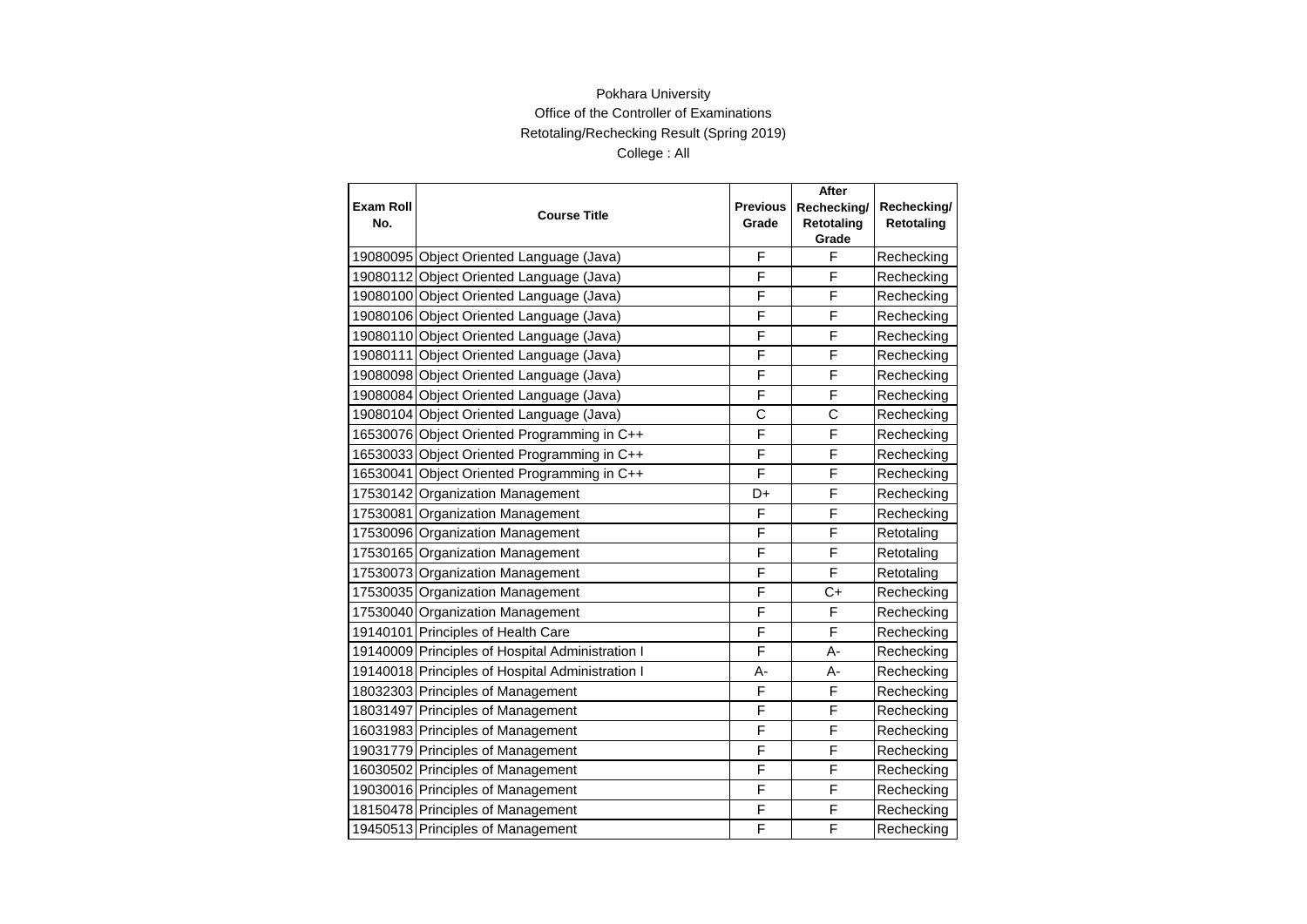Pokhara University

Office of the Controller of Examinations

Retotaling/Rechecking Result (Spring 2019)

College : All

| Exam Roll No. | Course Title | Previous Grade | After Rechecking/ Retotaling Grade | Rechecking/ Retotaling |
|---|---|---|---|---|
| 19080095 | Object Oriented Language (Java) | F | F | Rechecking |
| 19080112 | Object Oriented Language (Java) | F | F | Rechecking |
| 19080100 | Object Oriented Language (Java) | F | F | Rechecking |
| 19080106 | Object Oriented Language (Java) | F | F | Rechecking |
| 19080110 | Object Oriented Language (Java) | F | F | Rechecking |
| 19080111 | Object Oriented Language (Java) | F | F | Rechecking |
| 19080098 | Object Oriented Language (Java) | F | F | Rechecking |
| 19080084 | Object Oriented Language (Java) | F | F | Rechecking |
| 19080104 | Object Oriented Language (Java) | C | C | Rechecking |
| 16530076 | Object Oriented Programming in C++ | F | F | Rechecking |
| 16530033 | Object Oriented Programming in C++ | F | F | Rechecking |
| 16530041 | Object Oriented Programming in C++ | F | F | Rechecking |
| 17530142 | Organization Management | D+ | F | Rechecking |
| 17530081 | Organization Management | F | F | Rechecking |
| 17530096 | Organization Management | F | F | Retotaling |
| 17530165 | Organization Management | F | F | Retotaling |
| 17530073 | Organization Management | F | F | Retotaling |
| 17530035 | Organization Management | F | C+ | Rechecking |
| 17530040 | Organization Management | F | F | Rechecking |
| 19140101 | Principles of Health Care | F | F | Rechecking |
| 19140009 | Principles of Hospital Administration I | F | A- | Rechecking |
| 19140018 | Principles of Hospital Administration I | A- | A- | Rechecking |
| 18032303 | Principles of Management | F | F | Rechecking |
| 18031497 | Principles of Management | F | F | Rechecking |
| 16031983 | Principles of Management | F | F | Rechecking |
| 19031779 | Principles of Management | F | F | Rechecking |
| 16030502 | Principles of Management | F | F | Rechecking |
| 19030016 | Principles of Management | F | F | Rechecking |
| 18150478 | Principles of Management | F | F | Rechecking |
| 19450513 | Principles of Management | F | F | Rechecking |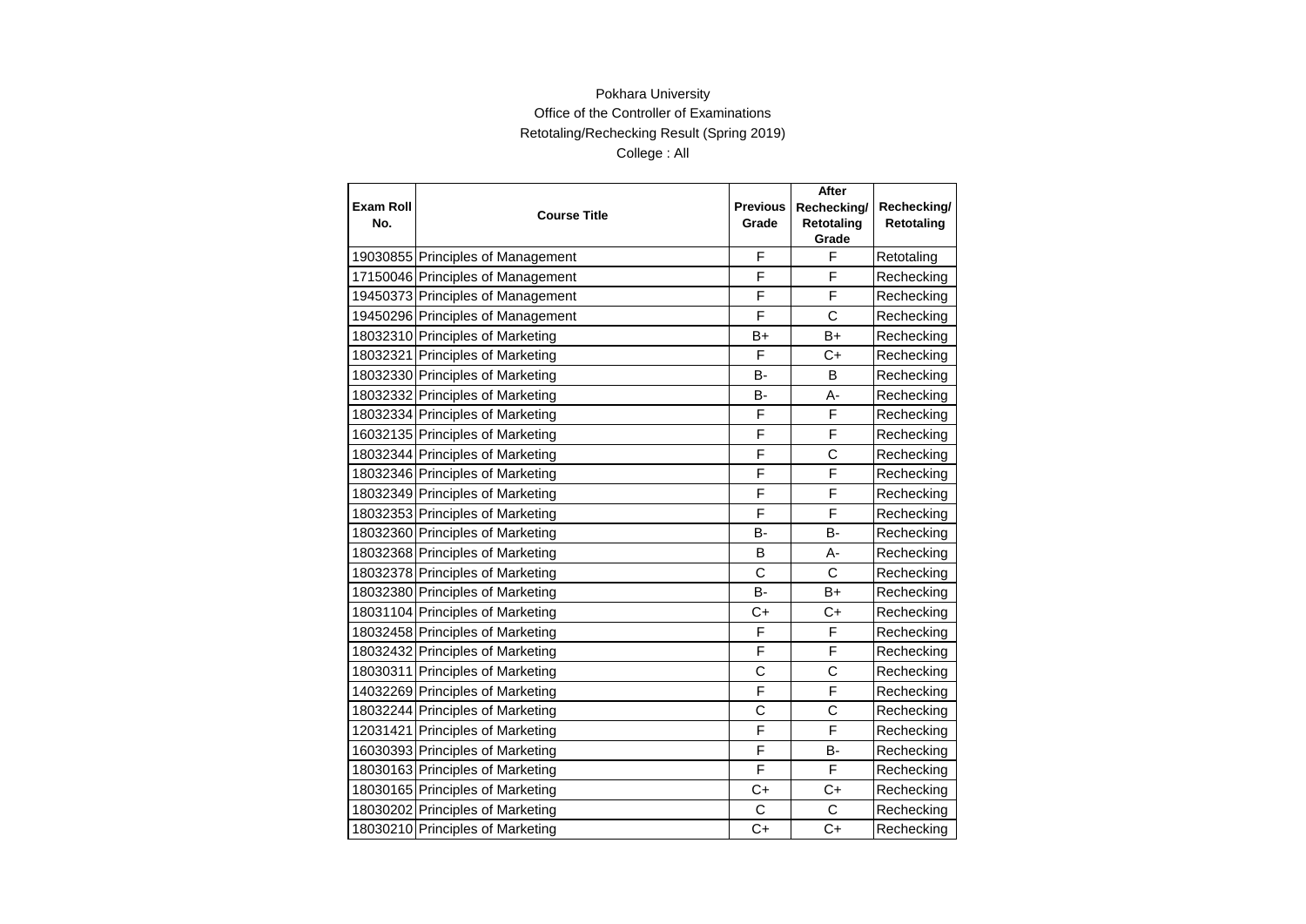Pokhara University

Office of the Controller of Examinations

Retotaling/Rechecking Result (Spring 2019)

College : All

| Exam Roll No. | Course Title | Previous Grade | After Rechecking/ Retotaling Grade | Rechecking/ Retotaling |
|---|---|---|---|---|
| 19030855 | Principles of Management | F | F | Retotaling |
| 17150046 | Principles of Management | F | F | Rechecking |
| 19450373 | Principles of Management | F | F | Rechecking |
| 19450296 | Principles of Management | F | C | Rechecking |
| 18032310 | Principles of Marketing | B+ | B+ | Rechecking |
| 18032321 | Principles of Marketing | F | C+ | Rechecking |
| 18032330 | Principles of Marketing | B- | B | Rechecking |
| 18032332 | Principles of Marketing | B- | A- | Rechecking |
| 18032334 | Principles of Marketing | F | F | Rechecking |
| 16032135 | Principles of Marketing | F | F | Rechecking |
| 18032344 | Principles of Marketing | F | C | Rechecking |
| 18032346 | Principles of Marketing | F | F | Rechecking |
| 18032349 | Principles of Marketing | F | F | Rechecking |
| 18032353 | Principles of Marketing | F | F | Rechecking |
| 18032360 | Principles of Marketing | B- | B- | Rechecking |
| 18032368 | Principles of Marketing | B | A- | Rechecking |
| 18032378 | Principles of Marketing | C | C | Rechecking |
| 18032380 | Principles of Marketing | B- | B+ | Rechecking |
| 18031104 | Principles of Marketing | C+ | C+ | Rechecking |
| 18032458 | Principles of Marketing | F | F | Rechecking |
| 18032432 | Principles of Marketing | F | F | Rechecking |
| 18030311 | Principles of Marketing | C | C | Rechecking |
| 14032269 | Principles of Marketing | F | F | Rechecking |
| 18032244 | Principles of Marketing | C | C | Rechecking |
| 12031421 | Principles of Marketing | F | F | Rechecking |
| 16030393 | Principles of Marketing | F | B- | Rechecking |
| 18030163 | Principles of Marketing | F | F | Rechecking |
| 18030165 | Principles of Marketing | C+ | C+ | Rechecking |
| 18030202 | Principles of Marketing | C | C | Rechecking |
| 18030210 | Principles of Marketing | C+ | C+ | Rechecking |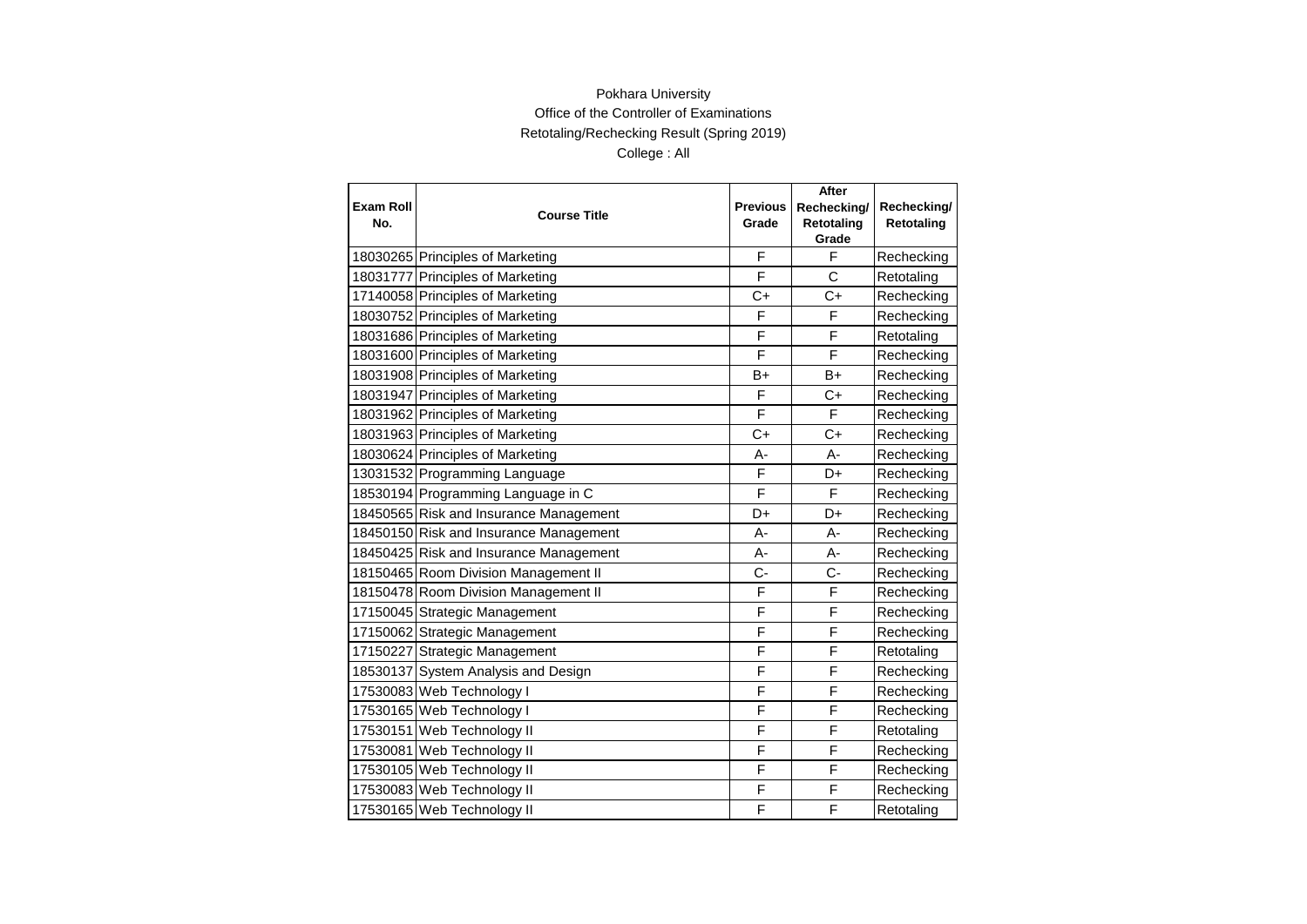Pokhara University

Office of the Controller of Examinations

Retotaling/Rechecking Result (Spring 2019)

College : All

| Exam Roll No. | Course Title | Previous Grade | After Rechecking/ Retotaling Grade | Rechecking/ Retotaling |
|---|---|---|---|---|
| 18030265 | Principles of Marketing | F | F | Rechecking |
| 18031777 | Principles of Marketing | F | C | Retotaling |
| 17140058 | Principles of Marketing | C+ | C+ | Rechecking |
| 18030752 | Principles of Marketing | F | F | Rechecking |
| 18031686 | Principles of Marketing | F | F | Retotaling |
| 18031600 | Principles of Marketing | F | F | Rechecking |
| 18031908 | Principles of Marketing | B+ | B+ | Rechecking |
| 18031947 | Principles of Marketing | F | C+ | Rechecking |
| 18031962 | Principles of Marketing | F | F | Rechecking |
| 18031963 | Principles of Marketing | C+ | C+ | Rechecking |
| 18030624 | Principles of Marketing | A- | A- | Rechecking |
| 13031532 | Programming Language | F | D+ | Rechecking |
| 18530194 | Programming Language in C | F | F | Rechecking |
| 18450565 | Risk and Insurance Management | D+ | D+ | Rechecking |
| 18450150 | Risk and Insurance Management | A- | A- | Rechecking |
| 18450425 | Risk and Insurance Management | A- | A- | Rechecking |
| 18150465 | Room Division Management II | C- | C- | Rechecking |
| 18150478 | Room Division Management II | F | F | Rechecking |
| 17150045 | Strategic Management | F | F | Rechecking |
| 17150062 | Strategic Management | F | F | Rechecking |
| 17150227 | Strategic Management | F | F | Retotaling |
| 18530137 | System Analysis and Design | F | F | Rechecking |
| 17530083 | Web Technology I | F | F | Rechecking |
| 17530165 | Web Technology I | F | F | Rechecking |
| 17530151 | Web Technology II | F | F | Retotaling |
| 17530081 | Web Technology II | F | F | Rechecking |
| 17530105 | Web Technology II | F | F | Rechecking |
| 17530083 | Web Technology II | F | F | Rechecking |
| 17530165 | Web Technology II | F | F | Retotaling |